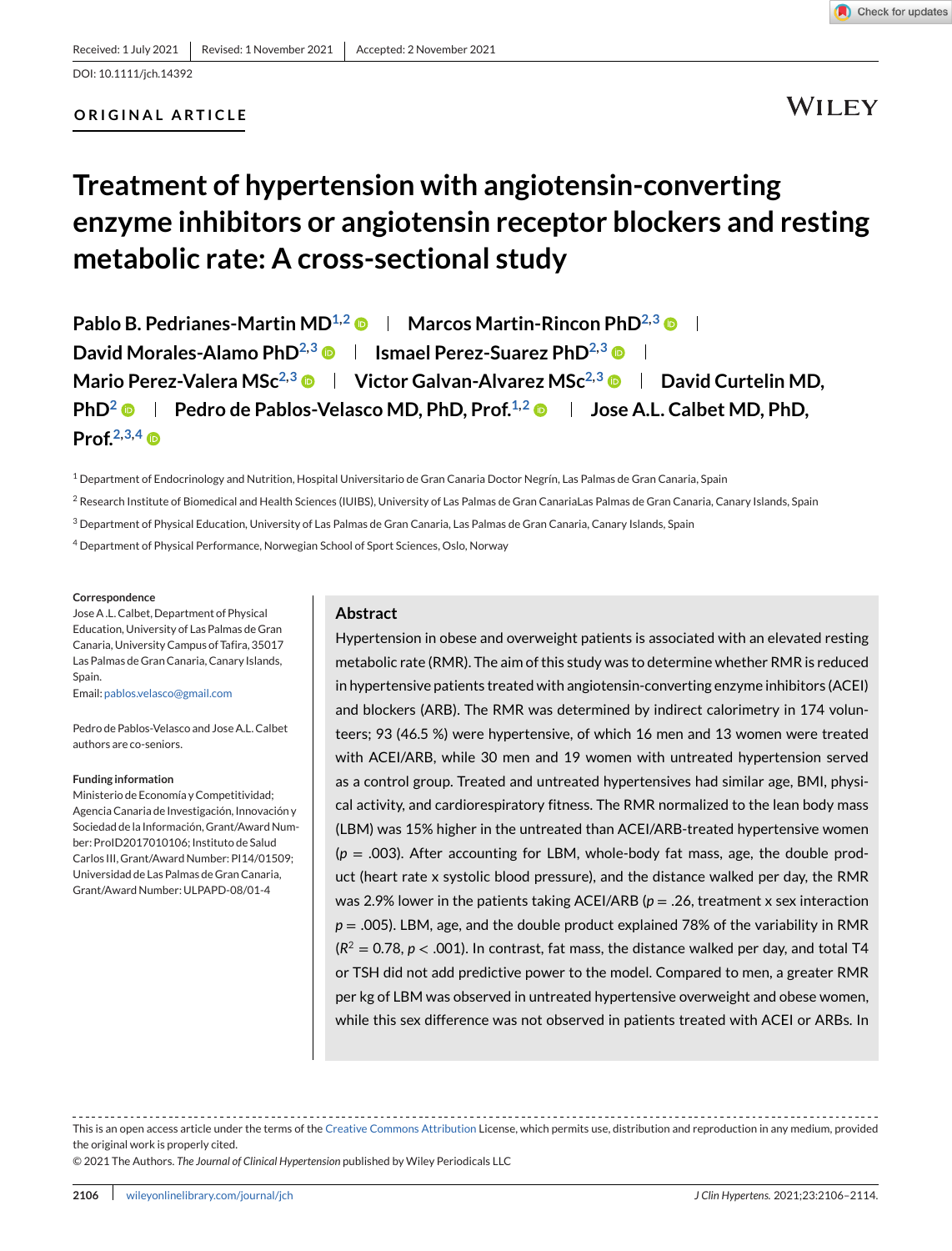Received: 1 July 2021 | Revised: 1 November 2021 | Accepted: 2 November 2021

DOI: 10.1111/jch.14392

ORIGINAL ARTICLE

# Treatment of hypertension with angiotensin-converting enzyme inhibitors or angiotensin receptor blockers and resting metabolic rate: A cross-sectional study

**Pablo B. Pedrianes-Martin MD**[1,2] | **Marcos Martin-Rincon PhD**[2,3] | **David Morales-Alamo PhD**[2,3] | **Ismael Perez-Suarez PhD**[2,3] | **Mario Perez-Valera MSc**[2,3] | **Victor Galvan-Alvarez MSc**[2,3] | **David Curtelin MD, PhD**[2] | **Pedro de Pablos-Velasco MD, PhD, Prof.**[1,2] | **Jose A.L. Calbet MD, PhD, Prof.**[2,3,4]

[1] Department of Endocrinology and Nutrition, Hospital Universitario de Gran Canaria Doctor Negrín, Las Palmas de Gran Canaria, Spain

[2] Research Institute of Biomedical and Health Sciences (IUIBS), University of Las Palmas de Gran CanariaLas Palmas de Gran Canaria, Canary Islands, Spain

[3] Department of Physical Education, University of Las Palmas de Gran Canaria, Las Palmas de Gran Canaria, Canary Islands, Spain

[4] Department of Physical Performance, Norwegian School of Sport Sciences, Oslo, Norway

**Correspondence**

Jose A .L. Calbet, Department of Physical Education, University of Las Palmas de Gran Canaria, University Campus of Tafira, 35017 Las Palmas de Gran Canaria, Canary Islands, Spain.

Email: pablos.velasco@gmail.com

Pedro de Pablos-Velasco and Jose A.L. Calbet authors are co-seniors.

**Funding information**

Ministerio de Economía y Competitividad; Agencia Canaria de Investigación, Innovación y Sociedad de la Información, Grant/Award Number: ProID2017010106; Instituto de Salud Carlos III, Grant/Award Number: PI14/01509; Universidad de Las Palmas de Gran Canaria, Grant/Award Number: ULPAPD-08/01-4

## Abstract

Hypertension in obese and overweight patients is associated with an elevated resting metabolic rate (RMR). The aim of this study was to determine whether RMR is reduced in hypertensive patients treated with angiotensin-converting enzyme inhibitors (ACEI) and blockers (ARB). The RMR was determined by indirect calorimetry in 174 volunteers; 93 (46.5 %) were hypertensive, of which 16 men and 13 women were treated with ACEI/ARB, while 30 men and 19 women with untreated hypertension served as a control group. Treated and untreated hypertensives had similar age, BMI, physical activity, and cardiorespiratory fitness. The RMR normalized to the lean body mass (LBM) was 15% higher in the untreated than ACEI/ARB-treated hypertensive women ($p$ = .003). After accounting for LBM, whole-body fat mass, age, the double product (heart rate x systolic blood pressure), and the distance walked per day, the RMR was 2.9% lower in the patients taking ACEI/ARB ($p$ = .26, treatment x sex interaction $p$ = .005). LBM, age, and the double product explained 78% of the variability in RMR ($R^2$ = 0.78, $p$ < .001). In contrast, fat mass, the distance walked per day, and total T4 or TSH did not add predictive power to the model. Compared to men, a greater RMR per kg of LBM was observed in untreated hypertensive overweight and obese women, while this sex difference was not observed in patients treated with ACEI or ARBs. In

This is an open access article under the terms of the Creative Commons Attribution License, which permits use, distribution and reproduction in any medium, provided the original work is properly cited.

© 2021 The Authors. *The Journal of Clinical Hypertension* published by Wiley Periodicals LLC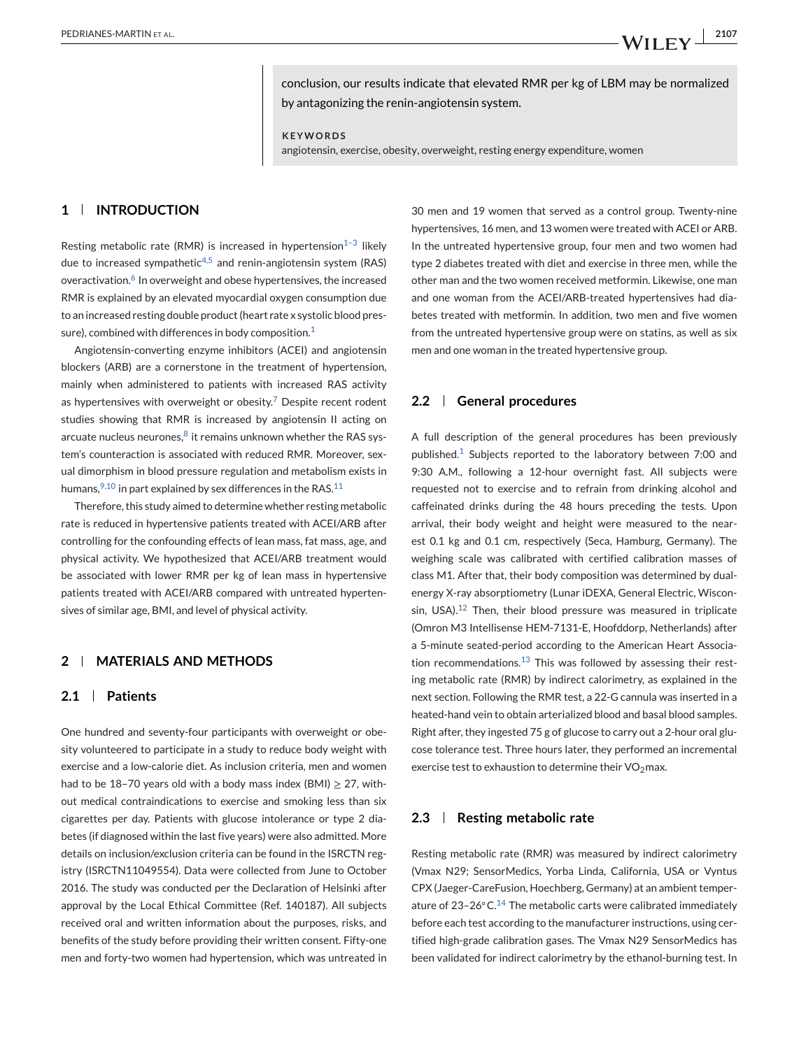conclusion, our results indicate that elevated RMR per kg of LBM may be normalized by antagonizing the renin-angiotensin system.

**KEYWORDS**

angiotensin, exercise, obesity, overweight, resting energy expenditure, women

## 1 | INTRODUCTION

Resting metabolic rate (RMR) is increased in hypertension[1–3] likely due to increased sympathetic[4,5] and renin-angiotensin system (RAS) overactivation.[6] In overweight and obese hypertensives, the increased RMR is explained by an elevated myocardial oxygen consumption due to an increased resting double product (heart rate x systolic blood pressure), combined with differences in body composition.[1]

Angiotensin-converting enzyme inhibitors (ACEI) and angiotensin blockers (ARB) are a cornerstone in the treatment of hypertension, mainly when administered to patients with increased RAS activity as hypertensives with overweight or obesity.[7] Despite recent rodent studies showing that RMR is increased by angiotensin II acting on arcuate nucleus neurones,[8] it remains unknown whether the RAS system's counteraction is associated with reduced RMR. Moreover, sexual dimorphism in blood pressure regulation and metabolism exists in humans,[9,10] in part explained by sex differences in the RAS.[11]

Therefore, this study aimed to determine whether resting metabolic rate is reduced in hypertensive patients treated with ACEI/ARB after controlling for the confounding effects of lean mass, fat mass, age, and physical activity. We hypothesized that ACEI/ARB treatment would be associated with lower RMR per kg of lean mass in hypertensive patients treated with ACEI/ARB compared with untreated hypertensives of similar age, BMI, and level of physical activity.

## 2 | MATERIALS AND METHODS

### 2.1 | Patients

One hundred and seventy-four participants with overweight or obesity volunteered to participate in a study to reduce body weight with exercise and a low-calorie diet. As inclusion criteria, men and women had to be 18–70 years old with a body mass index (BMI) ≥ 27, without medical contraindications to exercise and smoking less than six cigarettes per day. Patients with glucose intolerance or type 2 diabetes (if diagnosed within the last five years) were also admitted. More details on inclusion/exclusion criteria can be found in the ISRCTN registry (ISRCTN11049554). Data were collected from June to October 2016. The study was conducted per the Declaration of Helsinki after approval by the Local Ethical Committee (Ref. 140187). All subjects received oral and written information about the purposes, risks, and benefits of the study before providing their written consent. Fifty-one men and forty-two women had hypertension, which was untreated in 30 men and 19 women that served as a control group. Twenty-nine hypertensives, 16 men, and 13 women were treated with ACEI or ARB. In the untreated hypertensive group, four men and two women had type 2 diabetes treated with diet and exercise in three men, while the other man and the two women received metformin. Likewise, one man and one woman from the ACEI/ARB-treated hypertensives had diabetes treated with metformin. In addition, two men and five women from the untreated hypertensive group were on statins, as well as six men and one woman in the treated hypertensive group.

### 2.2 | General procedures

A full description of the general procedures has been previously published.[1] Subjects reported to the laboratory between 7:00 and 9:30 A.M., following a 12-hour overnight fast. All subjects were requested not to exercise and to refrain from drinking alcohol and caffeinated drinks during the 48 hours preceding the tests. Upon arrival, their body weight and height were measured to the nearest 0.1 kg and 0.1 cm, respectively (Seca, Hamburg, Germany). The weighing scale was calibrated with certified calibration masses of class M1. After that, their body composition was determined by dual-energy X-ray absorptiometry (Lunar iDEXA, General Electric, Wisconsin, USA).[12] Then, their blood pressure was measured in triplicate (Omron M3 Intellisense HEM-7131-E, Hoofddorp, Netherlands) after a 5-minute seated-period according to the American Heart Association recommendations.[13] This was followed by assessing their resting metabolic rate (RMR) by indirect calorimetry, as explained in the next section. Following the RMR test, a 22-G cannula was inserted in a heated-hand vein to obtain arterialized blood and basal blood samples. Right after, they ingested 75 g of glucose to carry out a 2-hour oral glucose tolerance test. Three hours later, they performed an incremental exercise test to exhaustion to determine their $VO_2$max.

### 2.3 | Resting metabolic rate

Resting metabolic rate (RMR) was measured by indirect calorimetry (Vmax N29; SensorMedics, Yorba Linda, California, USA or Vyntus CPX (Jaeger-CareFusion, Hoechberg, Germany) at an ambient temperature of 23–26°C.[14] The metabolic carts were calibrated immediately before each test according to the manufacturer instructions, using certified high-grade calibration gases. The Vmax N29 SensorMedics has been validated for indirect calorimetry by the ethanol-burning test. In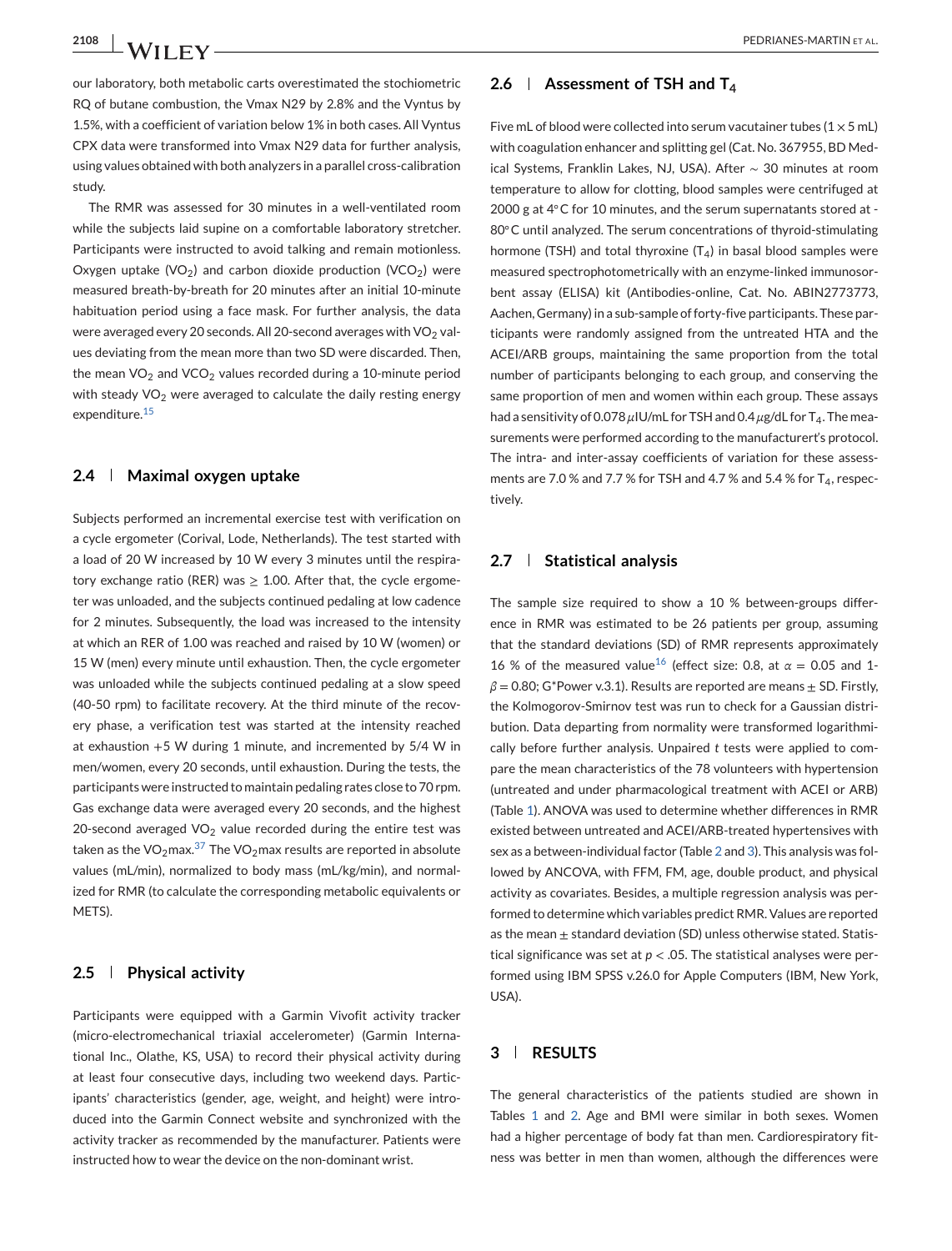our laboratory, both metabolic carts overestimated the stochiometric RQ of butane combustion, the Vmax N29 by 2.8% and the Vyntus by 1.5%, with a coefficient of variation below 1% in both cases. All Vyntus CPX data were transformed into Vmax N29 data for further analysis, using values obtained with both analyzers in a parallel cross-calibration study.

The RMR was assessed for 30 minutes in a well-ventilated room while the subjects laid supine on a comfortable laboratory stretcher. Participants were instructed to avoid talking and remain motionless. Oxygen uptake ($VO_2$) and carbon dioxide production ($VCO_2$) were measured breath-by-breath for 20 minutes after an initial 10-minute habituation period using a face mask. For further analysis, the data were averaged every 20 seconds. All 20-second averages with $VO_2$ values deviating from the mean more than two SD were discarded. Then, the mean $VO_2$ and $VCO_2$ values recorded during a 10-minute period with steady $VO_2$ were averaged to calculate the daily resting energy expenditure.[15]

## 2.4 | Maximal oxygen uptake

Subjects performed an incremental exercise test with verification on a cycle ergometer (Corival, Lode, Netherlands). The test started with a load of 20 W increased by 10 W every 3 minutes until the respiratory exchange ratio (RER) was ≥ 1.00. After that, the cycle ergometer was unloaded, and the subjects continued pedaling at low cadence for 2 minutes. Subsequently, the load was increased to the intensity at which an RER of 1.00 was reached and raised by 10 W (women) or 15 W (men) every minute until exhaustion. Then, the cycle ergometer was unloaded while the subjects continued pedaling at a slow speed (40-50 rpm) to facilitate recovery. At the third minute of the recovery phase, a verification test was started at the intensity reached at exhaustion +5 W during 1 minute, and incremented by 5/4 W in men/women, every 20 seconds, until exhaustion. During the tests, the participants were instructed to maintain pedaling rates close to 70 rpm. Gas exchange data were averaged every 20 seconds, and the highest 20-second averaged $VO_2$ value recorded during the entire test was taken as the $VO_2$max.[37] The $VO_2$max results are reported in absolute values (mL/min), normalized to body mass (mL/kg/min), and normalized for RMR (to calculate the corresponding metabolic equivalents or METS).

## 2.5 | Physical activity

Participants were equipped with a Garmin Vivofit activity tracker (micro-electromechanical triaxial accelerometer) (Garmin International Inc., Olathe, KS, USA) to record their physical activity during at least four consecutive days, including two weekend days. Participants' characteristics (gender, age, weight, and height) were introduced into the Garmin Connect website and synchronized with the activity tracker as recommended by the manufacturer. Patients were instructed how to wear the device on the non-dominant wrist.

## 2.6 | Assessment of TSH and $T_4$

Five mL of blood were collected into serum vacutainer tubes (1 × 5 mL) with coagulation enhancer and splitting gel (Cat. No. 367955, BD Medical Systems, Franklin Lakes, NJ, USA). After ∼ 30 minutes at room temperature to allow for clotting, blood samples were centrifuged at 2000 g at 4°C for 10 minutes, and the serum supernatants stored at -80°C until analyzed. The serum concentrations of thyroid-stimulating hormone (TSH) and total thyroxine ($T_4$) in basal blood samples were measured spectrophotometrically with an enzyme-linked immunosorbent assay (ELISA) kit (Antibodies-online, Cat. No. ABIN2773773, Aachen, Germany) in a sub-sample of forty-five participants. These participants were randomly assigned from the untreated HTA and the ACEI/ARB groups, maintaining the same proportion from the total number of participants belonging to each group, and conserving the same proportion of men and women within each group. These assays had a sensitivity of 0.078 $\mu$IU/mL for TSH and 0.4 $\mu$g/dL for $T_4$. The measurements were performed according to the manufacturert's protocol. The intra- and inter-assay coefficients of variation for these assessments are 7.0 % and 7.7 % for TSH and 4.7 % and 5.4 % for $T_4$, respectively.

## 2.7 | Statistical analysis

The sample size required to show a 10 % between-groups difference in RMR was estimated to be 26 patients per group, assuming that the standard deviations (SD) of RMR represents approximately 16 % of the measured value[16] (effect size: 0.8, at $\alpha = 0.05$ and $1\text{-}\beta = 0.80$; G*Power v.3.1). Results are reported are means ± SD. Firstly, the Kolmogorov-Smirnov test was run to check for a Gaussian distribution. Data departing from normality were transformed logarithmically before further analysis. Unpaired *t* tests were applied to compare the mean characteristics of the 78 volunteers with hypertension (untreated and under pharmacological treatment with ACEI or ARB) (Table 1). ANOVA was used to determine whether differences in RMR existed between untreated and ACEI/ARB-treated hypertensives with sex as a between-individual factor (Table 2 and 3). This analysis was followed by ANCOVA, with FFM, FM, age, double product, and physical activity as covariates. Besides, a multiple regression analysis was performed to determine which variables predict RMR. Values are reported as the mean ± standard deviation (SD) unless otherwise stated. Statistical significance was set at $p < .05$. The statistical analyses were performed using IBM SPSS v.26.0 for Apple Computers (IBM, New York, USA).

# 3 | RESULTS

The general characteristics of the patients studied are shown in Tables 1 and 2. Age and BMI were similar in both sexes. Women had a higher percentage of body fat than men. Cardiorespiratory fitness was better in men than women, although the differences were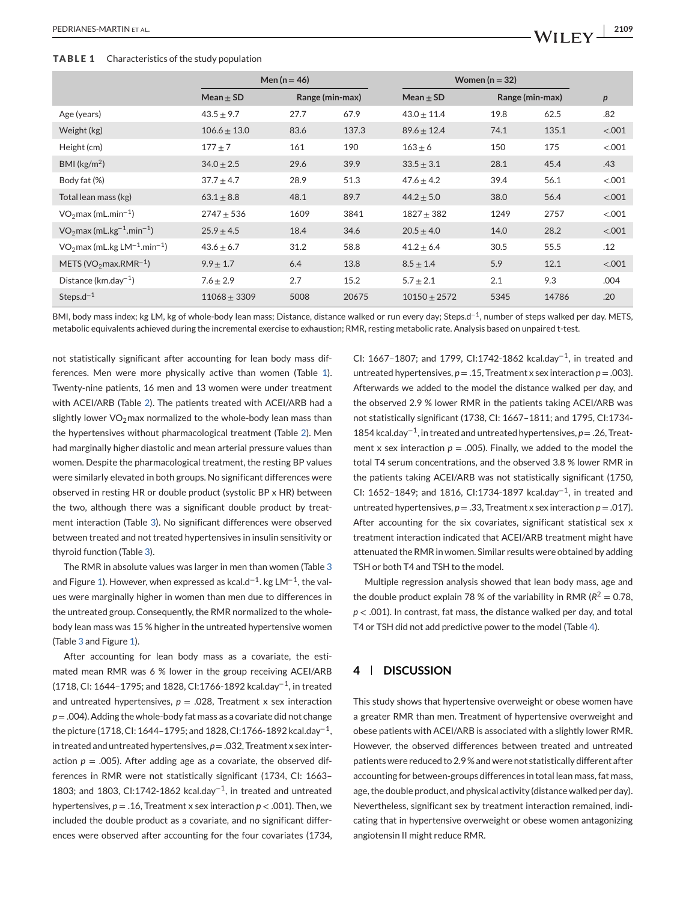**TABLE 1** Characteristics of the study population

| | Men (n = 46) | | | Women (n = 32) | | | |
|---|---|---|---|---|---|---|---|
| | Mean ± SD | Range (min-max) | | Mean ± SD | Range (min-max) | | p |
| Age (years) | 43.5 ± 9.7 | 27.7 | 67.9 | 43.0 ± 11.4 | 19.8 | 62.5 | .82 |
| Weight (kg) | 106.6 ± 13.0 | 83.6 | 137.3 | 89.6 ± 12.4 | 74.1 | 135.1 | <.001 |
| Height (cm) | 177 ± 7 | 161 | 190 | 163 ± 6 | 150 | 175 | <.001 |
| BMI (kg/m$^2$) | 34.0 ± 2.5 | 29.6 | 39.9 | 33.5 ± 3.1 | 28.1 | 45.4 | .43 |
| Body fat (%) | 37.7 ± 4.7 | 28.9 | 51.3 | 47.6 ± 4.2 | 39.4 | 56.1 | <.001 |
| Total lean mass (kg) | 63.1 ± 8.8 | 48.1 | 89.7 | 44.2 ± 5.0 | 38.0 | 56.4 | <.001 |
| $VO_2$max (mL.min$^{-1}$) | 2747 ± 536 | 1609 | 3841 | 1827 ± 382 | 1249 | 2757 | <.001 |
| $VO_2$max (mL.kg$^{-1}$.min$^{-1}$) | 25.9 ± 4.5 | 18.4 | 34.6 | 20.5 ± 4.0 | 14.0 | 28.2 | <.001 |
| $VO_2$max (mL.kg LM$^{-1}$.min$^{-1}$) | 43.6 ± 6.7 | 31.2 | 58.8 | 41.2 ± 6.4 | 30.5 | 55.5 | .12 |
| METS ($VO_2$max.RMR$^{-1}$) | 9.9 ± 1.7 | 6.4 | 13.8 | 8.5 ± 1.4 | 5.9 | 12.1 | <.001 |
| Distance (km.day$^{-1}$) | 7.6 ± 2.9 | 2.7 | 15.2 | 5.7 ± 2.1 | 2.1 | 9.3 | .004 |
| Steps.d$^{-1}$ | 11068 ± 3309 | 5008 | 20675 | 10150 ± 2572 | 5345 | 14786 | .20 |

BMI, body mass index; kg LM, kg of whole-body lean mass; Distance, distance walked or run every day; Steps.d$^{-1}$, number of steps walked per day. METS, metabolic equivalents achieved during the incremental exercise to exhaustion; RMR, resting metabolic rate. Analysis based on unpaired t-test.

not statistically significant after accounting for lean body mass differences. Men were more physically active than women (Table 1). Twenty-nine patients, 16 men and 13 women were under treatment with ACEI/ARB (Table 2). The patients treated with ACEI/ARB had a slightly lower $VO_2$max normalized to the whole-body lean mass than the hypertensives without pharmacological treatment (Table 2). Men had marginally higher diastolic and mean arterial pressure values than women. Despite the pharmacological treatment, the resting BP values were similarly elevated in both groups. No significant differences were observed in resting HR or double product (systolic BP x HR) between the two, although there was a significant double product by treatment interaction (Table 3). No significant differences were observed between treated and not treated hypertensives in insulin sensitivity or thyroid function (Table 3).

The RMR in absolute values was larger in men than women (Table 3 and Figure 1). However, when expressed as kcal.d$^{-1}$. kg LM$^{-1}$, the values were marginally higher in women than men due to differences in the untreated group. Consequently, the RMR normalized to the whole-body lean mass was 15 % higher in the untreated hypertensive women (Table 3 and Figure 1).

After accounting for lean body mass as a covariate, the estimated mean RMR was 6 % lower in the group receiving ACEI/ARB (1718, CI: 1644–1795; and 1828, CI:1766-1892 kcal.day$^{-1}$, in treated and untreated hypertensives, $p$ = .028, Treatment x sex interaction $p$ = .004). Adding the whole-body fat mass as a covariate did not change the picture (1718, CI: 1644–1795; and 1828, CI:1766-1892 kcal.day$^{-1}$, in treated and untreated hypertensives, $p$ = .032, Treatment x sex interaction $p$ = .005). After adding age as a covariate, the observed differences in RMR were not statistically significant (1734, CI: 1663–1803; and 1803, CI:1742-1862 kcal.day$^{-1}$, in treated and untreated hypertensives, $p$ = .16, Treatment x sex interaction $p$ < .001). Then, we included the double product as a covariate, and no significant differences were observed after accounting for the four covariates (1734, CI: 1667–1807; and 1799, CI:1742-1862 kcal.day$^{-1}$, in treated and untreated hypertensives, $p$ = .15, Treatment x sex interaction $p$ = .003). Afterwards we added to the model the distance walked per day, and the observed 2.9 % lower RMR in the patients taking ACEI/ARB was not statistically significant (1738, CI: 1667–1811; and 1795, CI:1734-1854 kcal.day$^{-1}$, in treated and untreated hypertensives, $p$ = .26, Treatment x sex interaction $p$ = .005). Finally, we added to the model the total T4 serum concentrations, and the observed 3.8 % lower RMR in the patients taking ACEI/ARB was not statistically significant (1750, CI: 1652–1849; and 1816, CI:1734-1897 kcal.day$^{-1}$, in treated and untreated hypertensives, $p$ = .33, Treatment x sex interaction $p$ = .017). After accounting for the six covariates, significant statistical sex x treatment interaction indicated that ACEI/ARB treatment might have attenuated the RMR in women. Similar results were obtained by adding TSH or both T4 and TSH to the model.

Multiple regression analysis showed that lean body mass, age and the double product explain 78 % of the variability in RMR ($R^2$ = 0.78, $p$ < .001). In contrast, fat mass, the distance walked per day, and total T4 or TSH did not add predictive power to the model (Table 4).

## 4 | DISCUSSION

This study shows that hypertensive overweight or obese women have a greater RMR than men. Treatment of hypertensive overweight and obese patients with ACEI/ARB is associated with a slightly lower RMR. However, the observed differences between treated and untreated patients were reduced to 2.9 % and were not statistically different after accounting for between-groups differences in total lean mass, fat mass, age, the double product, and physical activity (distance walked per day). Nevertheless, significant sex by treatment interaction remained, indicating that in hypertensive overweight or obese women antagonizing angiotensin II might reduce RMR.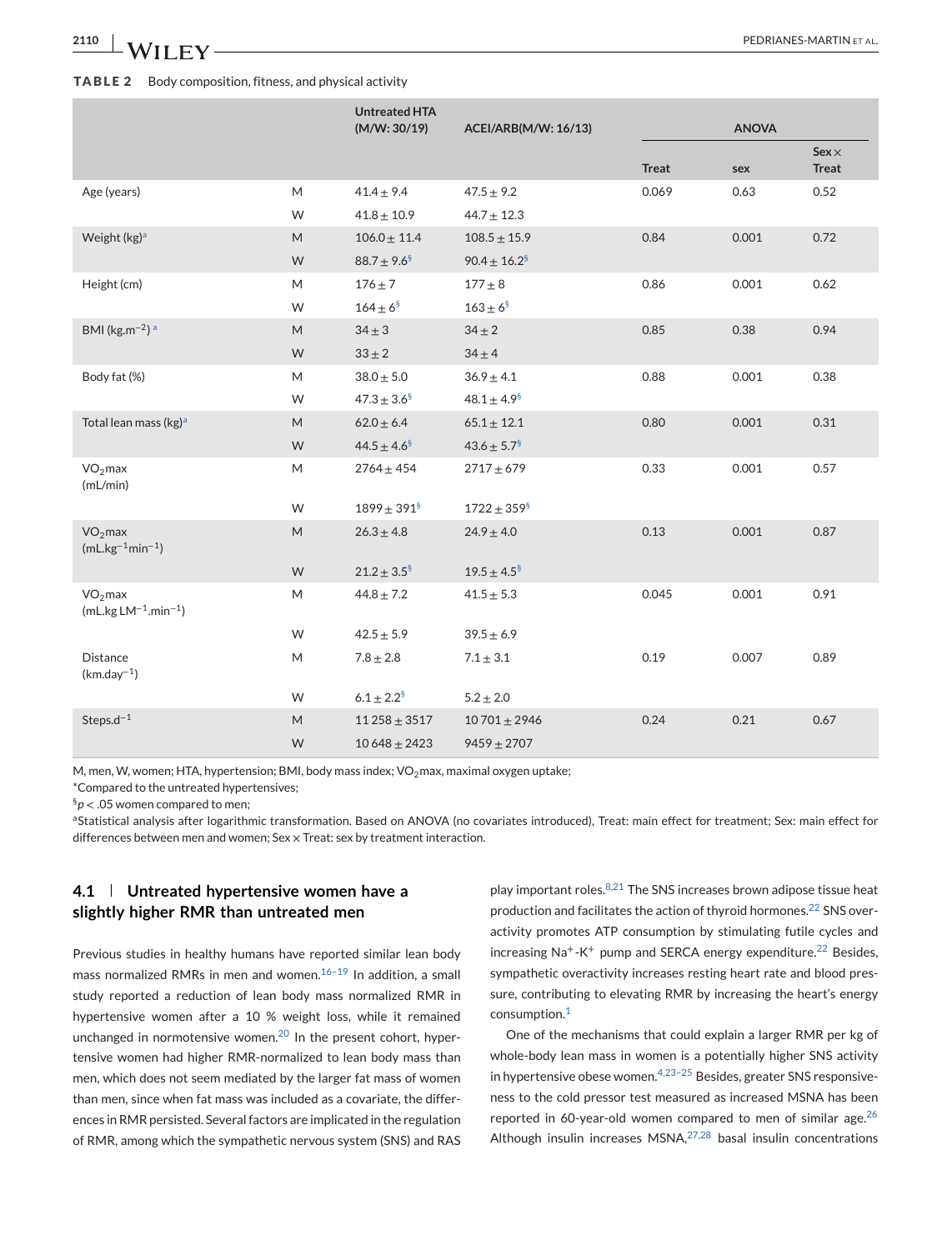**TABLE 2** Body composition, fitness, and physical activity

| | | Untreated HTA (M/W: 30/19) | ACEI/ARB(M/W: 16/13) | ANOVA | | |
|---|---|---|---|---|---|---|
| | | | | Treat | sex | Sex × Treat |
| Age (years) | M | 41.4 ± 9.4 | 47.5 ± 9.2 | 0.069 | 0.63 | 0.52 |
| | W | 41.8 ± 10.9 | 44.7 ± 12.3 | | | |
| Weight (kg)[a] | M | 106.0 ± 11.4 | 108.5 ± 15.9 | 0.84 | 0.001 | 0.72 |
| | W | 88.7 ± 9.6[§] | 90.4 ± 16.2[§] | | | |
| Height (cm) | M | 176 ± 7 | 177 ± 8 | 0.86 | 0.001 | 0.62 |
| | W | 164 ± 6[§] | 163 ± 6[§] | | | |
| BMI ($kg.m^{-2}$) [a] | M | 34 ± 3 | 34 ± 2 | 0.85 | 0.38 | 0.94 |
| | W | 33 ± 2 | 34 ± 4 | | | |
| Body fat (%) | M | 38.0 ± 5.0 | 36.9 ± 4.1 | 0.88 | 0.001 | 0.38 |
| | W | 47.3 ± 3.6[§] | 48.1 ± 4.9[§] | | | |
| Total lean mass (kg)[a] | M | 62.0 ± 6.4 | 65.1 ± 12.1 | 0.80 | 0.001 | 0.31 |
| | W | 44.5 ± 4.6[§] | 43.6 ± 5.7[§] | | | |
| $VO_2$max (mL/min) | M | 2764 ± 454 | 2717 ± 679 | 0.33 | 0.001 | 0.57 |
| | W | 1899 ± 391[§] | 1722 ± 359[§] | | | |
| $VO_2$max ($mL.kg^{-1}min^{-1}$) | M | 26.3 ± 4.8 | 24.9 ± 4.0 | 0.13 | 0.001 | 0.87 |
| | W | 21.2 ± 3.5[§] | 19.5 ± 4.5[§] | | | |
| $VO_2$max ($mL.kg\ LM^{-1}.min^{-1}$) | M | 44.8 ± 7.2 | 41.5 ± 5.3 | 0.045 | 0.001 | 0.91 |
| | W | 42.5 ± 5.9 | 39.5 ± 6.9 | | | |
| Distance ($km.day^{-1}$) | M | 7.8 ± 2.8 | 7.1 ± 3.1 | 0.19 | 0.007 | 0.89 |
| | W | 6.1 ± 2.2[§] | 5.2 ± 2.0 | | | |
| $Steps.d^{-1}$ | M | 11 258 ± 3517 | 10 701 ± 2946 | 0.24 | 0.21 | 0.67 |
| | W | 10 648 ± 2423 | 9459 ± 2707 | | | |

M, men, W, women; HTA, hypertension; BMI, body mass index; $VO_2$max, maximal oxygen uptake;

*Compared to the untreated hypertensives;

[§]$p < .05$ women compared to men;

[a]Statistical analysis after logarithmic transformation. Based on ANOVA (no covariates introduced), Treat: main effect for treatment; Sex: main effect for differences between men and women; Sex × Treat: sex by treatment interaction.

### 4.1 | Untreated hypertensive women have a slightly higher RMR than untreated men

Previous studies in healthy humans have reported similar lean body mass normalized RMRs in men and women.[16–19] In addition, a small study reported a reduction of lean body mass normalized RMR in hypertensive women after a 10 % weight loss, while it remained unchanged in normotensive women.[20] In the present cohort, hypertensive women had higher RMR-normalized to lean body mass than men, which does not seem mediated by the larger fat mass of women than men, since when fat mass was included as a covariate, the differences in RMR persisted. Several factors are implicated in the regulation of RMR, among which the sympathetic nervous system (SNS) and RAS play important roles.[8,21] The SNS increases brown adipose tissue heat production and facilitates the action of thyroid hormones.[22] SNS overactivity promotes ATP consumption by stimulating futile cycles and increasing $Na^+$-$K^+$ pump and SERCA energy expenditure.[22] Besides, sympathetic overactivity increases resting heart rate and blood pressure, contributing to elevating RMR by increasing the heart's energy consumption.[1]

One of the mechanisms that could explain a larger RMR per kg of whole-body lean mass in women is a potentially higher SNS activity in hypertensive obese women.[4,23–25] Besides, greater SNS responsiveness to the cold pressor test measured as increased MSNA has been reported in 60-year-old women compared to men of similar age.[26] Although insulin increases MSNA,[27,28] basal insulin concentrations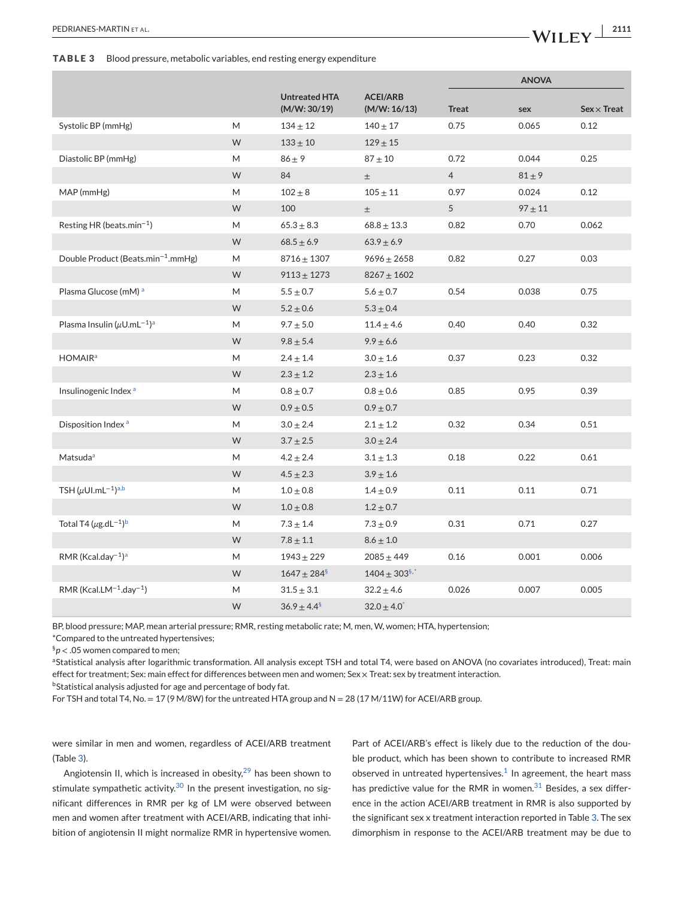**TABLE 3** Blood pressure, metabolic variables, end resting energy expenditure

| | | Untreated HTA (M/W: 30/19) | ACEI/ARB (M/W: 16/13) | ANOVA Treat | sex | Sex × Treat |
|---|---|---|---|---|---|---|
| Systolic BP (mmHg) | M | 134 ± 12 | 140 ± 17 | 0.75 | 0.065 | 0.12 |
| | W | 133 ± 10 | 129 ± 15 | | | |
| Diastolic BP (mmHg) | M | 86 ± 9 | 87 ± 10 | 0.72 | 0.044 | 0.25 |
| | W | 84 | ± | 4 | 81 ± 9 | |
| MAP (mmHg) | M | 102 ± 8 | 105 ± 11 | 0.97 | 0.024 | 0.12 |
| | W | 100 | ± | 5 | 97 ± 11 | |
| Resting HR (beats.min$^{-1}$) | M | 65.3 ± 8.3 | 68.8 ± 13.3 | 0.82 | 0.70 | 0.062 |
| | W | 68.5 ± 6.9 | 63.9 ± 6.9 | | | |
| Double Product (Beats.min$^{-1}$.mmHg) | M | 8716 ± 1307 | 9696 ± 2658 | 0.82 | 0.27 | 0.03 |
| | W | 9113 ± 1273 | 8267 ± 1602 | | | |
| Plasma Glucose (mM) [a] | M | 5.5 ± 0.7 | 5.6 ± 0.7 | 0.54 | 0.038 | 0.75 |
| | W | 5.2 ± 0.6 | 5.3 ± 0.4 | | | |
| Plasma Insulin ($\mu$U.mL$^{-1}$)[a] | M | 9.7 ± 5.0 | 11.4 ± 4.6 | 0.40 | 0.40 | 0.32 |
| | W | 9.8 ± 5.4 | 9.9 ± 6.6 | | | |
| HOMAIR[a] | M | 2.4 ± 1.4 | 3.0 ± 1.6 | 0.37 | 0.23 | 0.32 |
| | W | 2.3 ± 1.2 | 2.3 ± 1.6 | | | |
| Insulinogenic Index [a] | M | 0.8 ± 0.7 | 0.8 ± 0.6 | 0.85 | 0.95 | 0.39 |
| | W | 0.9 ± 0.5 | 0.9 ± 0.7 | | | |
| Disposition Index [a] | M | 3.0 ± 2.4 | 2.1 ± 1.2 | 0.32 | 0.34 | 0.51 |
| | W | 3.7 ± 2.5 | 3.0 ± 2.4 | | | |
| Matsuda[a] | M | 4.2 ± 2.4 | 3.1 ± 1.3 | 0.18 | 0.22 | 0.61 |
| | W | 4.5 ± 2.3 | 3.9 ± 1.6 | | | |
| TSH ($\mu$UI.mL$^{-1}$)[a,b] | M | 1.0 ± 0.8 | 1.4 ± 0.9 | 0.11 | 0.11 | 0.71 |
| | W | 1.0 ± 0.8 | 1.2 ± 0.7 | | | |
| Total T4 ($\mu$g.dL$^{-1}$)[b] | M | 7.3 ± 1.4 | 7.3 ± 0.9 | 0.31 | 0.71 | 0.27 |
| | W | 7.8 ± 1.1 | 8.6 ± 1.0 | | | |
| RMR (Kcal.day$^{-1}$)[a] | M | 1943 ± 229 | 2085 ± 449 | 0.16 | 0.001 | 0.006 |
| | W | 1647 ± 284[§] | 1404 ± 303[§,*] | | | |
| RMR (Kcal.LM$^{-1}$.day$^{-1}$) | M | 31.5 ± 3.1 | 32.2 ± 4.6 | 0.026 | 0.007 | 0.005 |
| | W | 36.9 ± 4.4[§] | 32.0 ± 4.0[*] | | | |

BP, blood pressure; MAP, mean arterial pressure; RMR, resting metabolic rate; M, men, W, women; HTA, hypertension;

*Compared to the untreated hypertensives;

§$p < .05$ women compared to men;

[a]Statistical analysis after logarithmic transformation. All analysis except TSH and total T4, were based on ANOVA (no covariates introduced), Treat: main effect for treatment; Sex: main effect for differences between men and women; Sex × Treat: sex by treatment interaction.

[b]Statistical analysis adjusted for age and percentage of body fat.

For TSH and total T4, No. = 17 (9 M/8W) for the untreated HTA group and N = 28 (17 M/11W) for ACEI/ARB group.

were similar in men and women, regardless of ACEI/ARB treatment (Table 3).

Angiotensin II, which is increased in obesity,[29] has been shown to stimulate sympathetic activity.[30] In the present investigation, no significant differences in RMR per kg of LM were observed between men and women after treatment with ACEI/ARB, indicating that inhibition of angiotensin II might normalize RMR in hypertensive women. Part of ACEI/ARB's effect is likely due to the reduction of the double product, which has been shown to contribute to increased RMR observed in untreated hypertensives.[1] In agreement, the heart mass has predictive value for the RMR in women.[31] Besides, a sex difference in the action ACEI/ARB treatment in RMR is also supported by the significant sex x treatment interaction reported in Table 3. The sex dimorphism in response to the ACEI/ARB treatment may be due to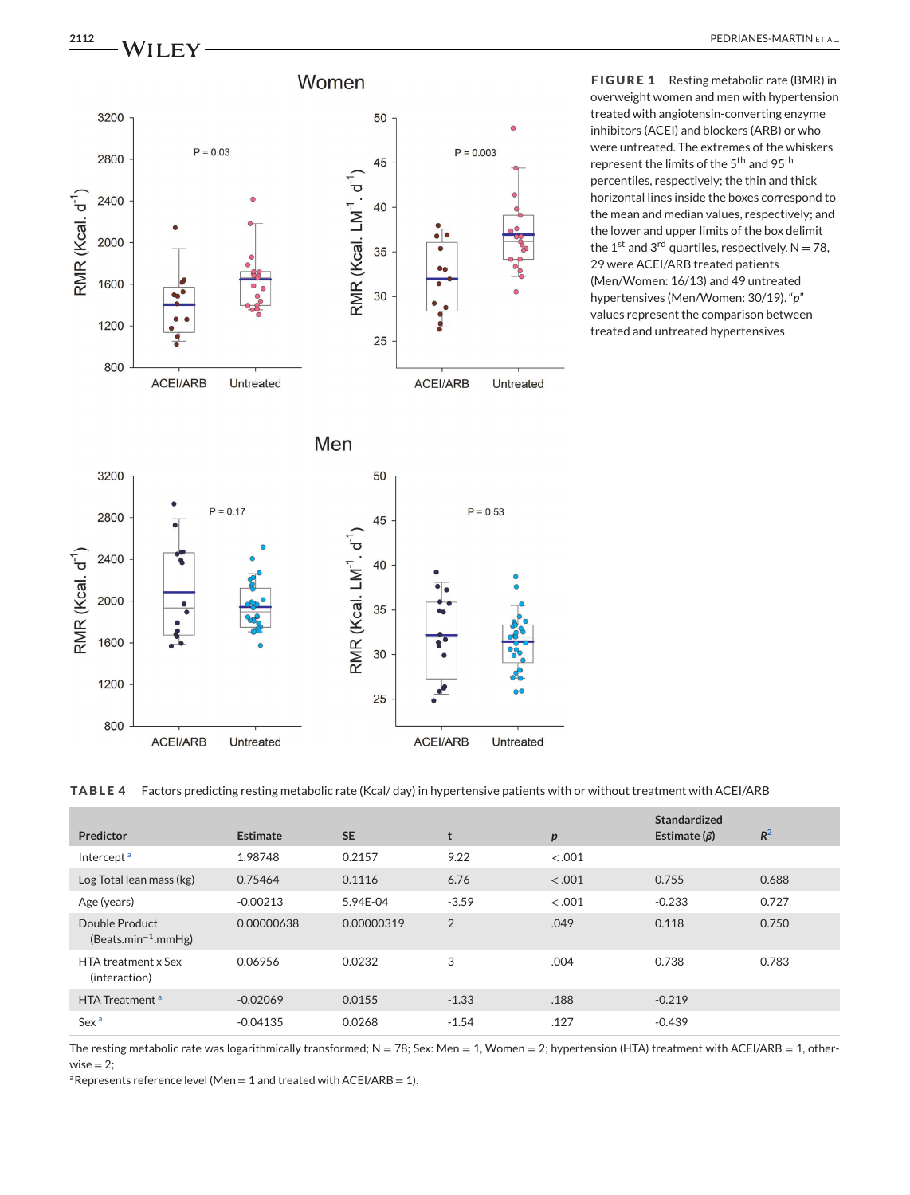**FIGURE 1** Resting metabolic rate (BMR) in overweight women and men with hypertension treated with angiotensin-converting enzyme inhibitors (ACEI) and blockers (ARB) or who were untreated. The extremes of the whiskers represent the limits of the 5th and 95th percentiles, respectively; the thin and thick horizontal lines inside the boxes correspond to the mean and median values, respectively; and the lower and upper limits of the box delimit the 1st and 3rd quartiles, respectively. N = 78, 29 were ACEI/ARB treated patients (Men/Women: 16/13) and 49 untreated hypertensives (Men/Women: 30/19). "*p*" values represent the comparison between treated and untreated hypertensives

**TABLE 4** Factors predicting resting metabolic rate (Kcal/ day) in hypertensive patients with or without treatment with ACEI/ARB

| Predictor | Estimate | SE | t | *p* | Standardized Estimate ($\beta$) | $R^2$ |
|---|---|---|---|---|---|---|
| Intercept [a] | 1.98748 | 0.2157 | 9.22 | <.001 | | |
| Log Total lean mass (kg) | 0.75464 | 0.1116 | 6.76 | <.001 | 0.755 | 0.688 |
| Age (years) | -0.00213 | 5.94E-04 | -3.59 | <.001 | -0.233 | 0.727 |
| Double Product (Beats.min$^{-1}$.mmHg) | 0.00000638 | 0.00000319 | 2 | .049 | 0.118 | 0.750 |
| HTA treatment x Sex (interaction) | 0.06956 | 0.0232 | 3 | .004 | 0.738 | 0.783 |
| HTA Treatment [a] | -0.02069 | 0.0155 | -1.33 | .188 | -0.219 | |
| Sex [a] | -0.04135 | 0.0268 | -1.54 | .127 | -0.439 | |

The resting metabolic rate was logarithmically transformed; N = 78; Sex: Men = 1, Women = 2; hypertension (HTA) treatment with ACEI/ARB = 1, otherwise = 2;

[a]Represents reference level (Men = 1 and treated with ACEI/ARB = 1).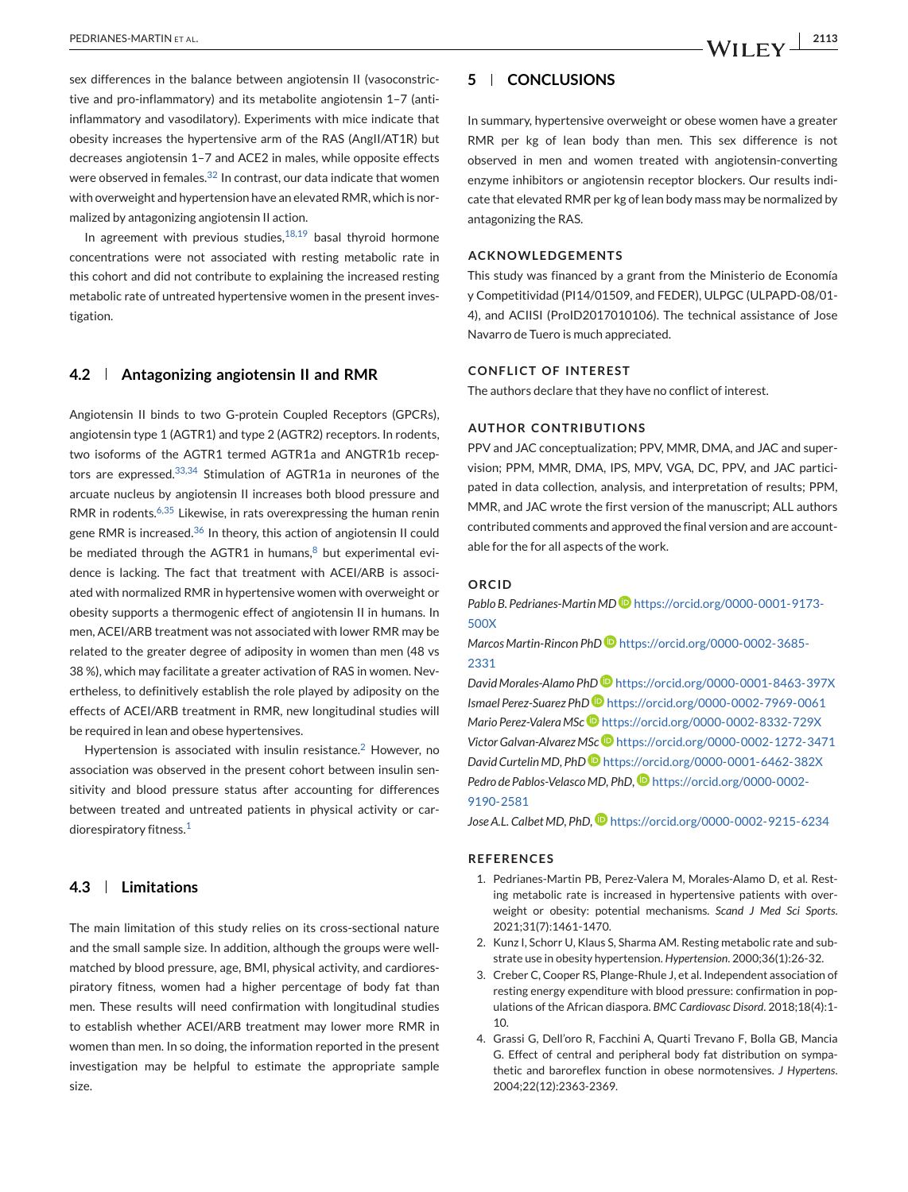sex differences in the balance between angiotensin II (vasoconstrictive and pro-inflammatory) and its metabolite angiotensin 1–7 (anti-inflammatory and vasodilatory). Experiments with mice indicate that obesity increases the hypertensive arm of the RAS (AngII/AT1R) but decreases angiotensin 1–7 and ACE2 in males, while opposite effects were observed in females.[32] In contrast, our data indicate that women with overweight and hypertension have an elevated RMR, which is normalized by antagonizing angiotensin II action.

In agreement with previous studies,[18,19] basal thyroid hormone concentrations were not associated with resting metabolic rate in this cohort and did not contribute to explaining the increased resting metabolic rate of untreated hypertensive women in the present investigation.

### 4.2 | Antagonizing angiotensin II and RMR

Angiotensin II binds to two G-protein Coupled Receptors (GPCRs), angiotensin type 1 (AGTR1) and type 2 (AGTR2) receptors. In rodents, two isoforms of the AGTR1 termed AGTR1a and ANGTR1b receptors are expressed.[33,34] Stimulation of AGTR1a in neurones of the arcuate nucleus by angiotensin II increases both blood pressure and RMR in rodents.[6,35] Likewise, in rats overexpressing the human renin gene RMR is increased.[36] In theory, this action of angiotensin II could be mediated through the AGTR1 in humans,[8] but experimental evidence is lacking. The fact that treatment with ACEI/ARB is associated with normalized RMR in hypertensive women with overweight or obesity supports a thermogenic effect of angiotensin II in humans. In men, ACEI/ARB treatment was not associated with lower RMR may be related to the greater degree of adiposity in women than men (48 vs 38 %), which may facilitate a greater activation of RAS in women. Nevertheless, to definitively establish the role played by adiposity on the effects of ACEI/ARB treatment in RMR, new longitudinal studies will be required in lean and obese hypertensives.

Hypertension is associated with insulin resistance.[2] However, no association was observed in the present cohort between insulin sensitivity and blood pressure status after accounting for differences between treated and untreated patients in physical activity or cardiorespiratory fitness.[1]

### 4.3 | Limitations

The main limitation of this study relies on its cross-sectional nature and the small sample size. In addition, although the groups were well-matched by blood pressure, age, BMI, physical activity, and cardiorespiratory fitness, women had a higher percentage of body fat than men. These results will need confirmation with longitudinal studies to establish whether ACEI/ARB treatment may lower more RMR in women than men. In so doing, the information reported in the present investigation may be helpful to estimate the appropriate sample size.

## 5 | CONCLUSIONS

In summary, hypertensive overweight or obese women have a greater RMR per kg of lean body than men. This sex difference is not observed in men and women treated with angiotensin-converting enzyme inhibitors or angiotensin receptor blockers. Our results indicate that elevated RMR per kg of lean body mass may be normalized by antagonizing the RAS.

### ACKNOWLEDGEMENTS

This study was financed by a grant from the Ministerio de Economía y Competitividad (PI14/01509, and FEDER), ULPGC (ULPAPD-08/01-4), and ACIISI (ProID2017010106). The technical assistance of Jose Navarro de Tuero is much appreciated.

### CONFLICT OF INTEREST

The authors declare that they have no conflict of interest.

### AUTHOR CONTRIBUTIONS

PPV and JAC conceptualization; PPV, MMR, DMA, and JAC and supervision; PPM, MMR, DMA, IPS, MPV, VGA, DC, PPV, and JAC participated in data collection, analysis, and interpretation of results; PPM, MMR, and JAC wrote the first version of the manuscript; ALL authors contributed comments and approved the final version and are accountable for the for all aspects of the work.

### ORCID

*Pablo B. Pedrianes-Martin MD* https://orcid.org/0000-0001-9173-500X
*Marcos Martin-Rincon PhD* https://orcid.org/0000-0002-3685-2331
*David Morales-Alamo PhD* https://orcid.org/0000-0001-8463-397X
*Ismael Perez-Suarez PhD* https://orcid.org/0000-0002-7969-0061
*Mario Perez-Valera MSc* https://orcid.org/0000-0002-8332-729X
*Victor Galvan-Alvarez MSc* https://orcid.org/0000-0002-1272-3471
*David Curtelin MD, PhD* https://orcid.org/0000-0001-6462-382X
*Pedro de Pablos-Velasco MD, PhD,* https://orcid.org/0000-0002-9190-2581
*Jose A.L. Calbet MD, PhD,* https://orcid.org/0000-0002-9215-6234

### REFERENCES

1. Pedrianes-Martin PB, Perez-Valera M, Morales-Alamo D, et al. Resting metabolic rate is increased in hypertensive patients with overweight or obesity: potential mechanisms. *Scand J Med Sci Sports*. 2021;31(7):1461-1470.
2. Kunz I, Schorr U, Klaus S, Sharma AM. Resting metabolic rate and substrate use in obesity hypertension. *Hypertension*. 2000;36(1):26-32.
3. Creber C, Cooper RS, Plange-Rhule J, et al. Independent association of resting energy expenditure with blood pressure: confirmation in populations of the African diaspora. *BMC Cardiovasc Disord*. 2018;18(4):1-10.
4. Grassi G, Dell'oro R, Facchini A, Quarti Trevano F, Bolla GB, Mancia G. Effect of central and peripheral body fat distribution on sympathetic and baroreflex function in obese normotensives. *J Hypertens*. 2004;22(12):2363-2369.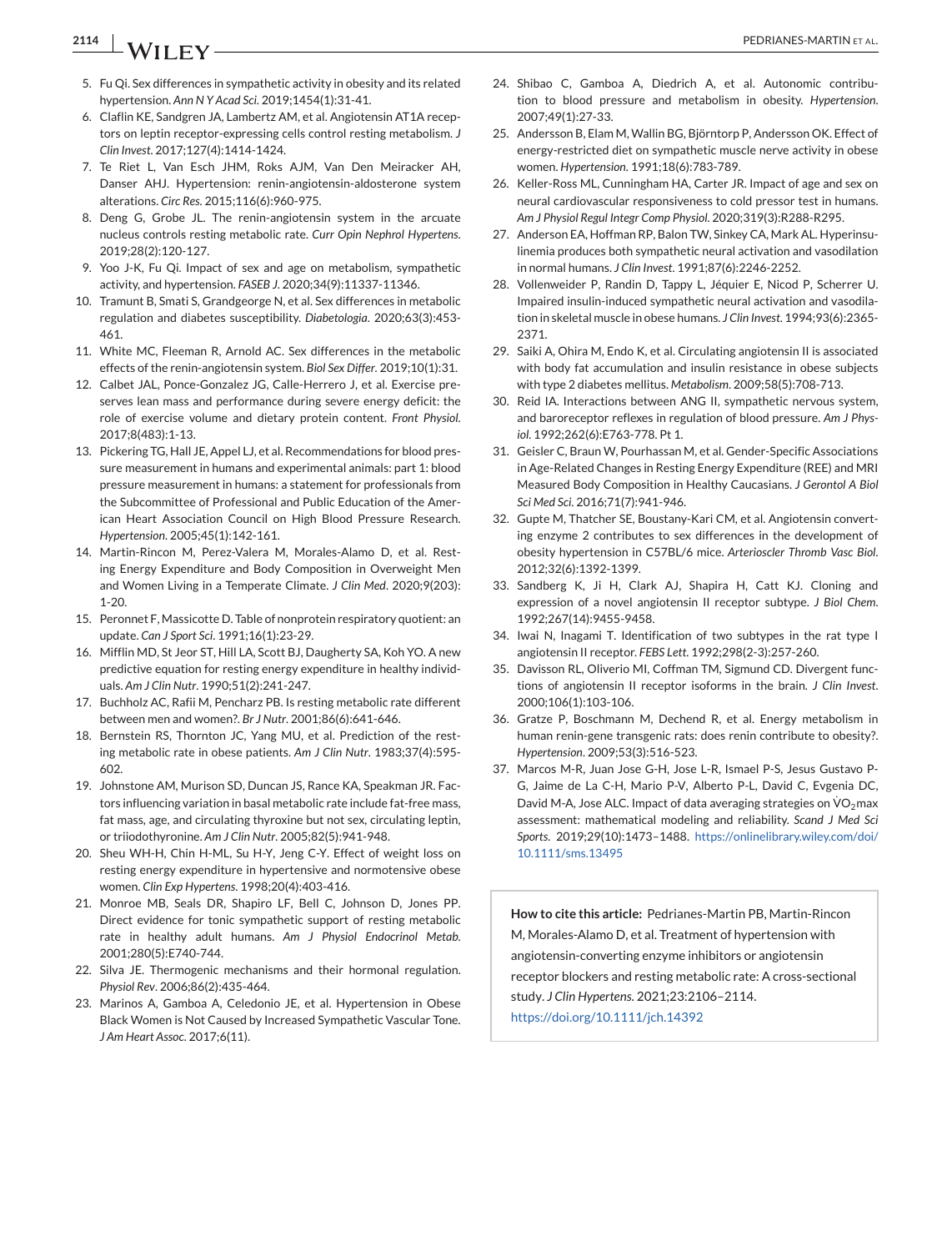5. Fu Qi. Sex differences in sympathetic activity in obesity and its related hypertension. *Ann N Y Acad Sci*. 2019;1454(1):31-41.
6. Claflin KE, Sandgren JA, Lambertz AM, et al. Angiotensin AT1A receptors on leptin receptor-expressing cells control resting metabolism. *J Clin Invest*. 2017;127(4):1414-1424.
7. Te Riet L, Van Esch JHM, Roks AJM, Van Den Meiracker AH, Danser AHJ. Hypertension: renin-angiotensin-aldosterone system alterations. *Circ Res*. 2015;116(6):960-975.
8. Deng G, Grobe JL. The renin-angiotensin system in the arcuate nucleus controls resting metabolic rate. *Curr Opin Nephrol Hypertens*. 2019;28(2):120-127.
9. Yoo J-K, Fu Qi. Impact of sex and age on metabolism, sympathetic activity, and hypertension. *FASEB J*. 2020;34(9):11337-11346.
10. Tramunt B, Smati S, Grandgeorge N, et al. Sex differences in metabolic regulation and diabetes susceptibility. *Diabetologia*. 2020;63(3):453-461.
11. White MC, Fleeman R, Arnold AC. Sex differences in the metabolic effects of the renin-angiotensin system. *Biol Sex Differ*. 2019;10(1):31.
12. Calbet JAL, Ponce-Gonzalez JG, Calle-Herrero J, et al. Exercise preserves lean mass and performance during severe energy deficit: the role of exercise volume and dietary protein content. *Front Physiol*. 2017;8(483):1-13.
13. Pickering TG, Hall JE, Appel LJ, et al. Recommendations for blood pressure measurement in humans and experimental animals: part 1: blood pressure measurement in humans: a statement for professionals from the Subcommittee of Professional and Public Education of the American Heart Association Council on High Blood Pressure Research. *Hypertension*. 2005;45(1):142-161.
14. Martin-Rincon M, Perez-Valera M, Morales-Alamo D, et al. Resting Energy Expenditure and Body Composition in Overweight Men and Women Living in a Temperate Climate. *J Clin Med*. 2020;9(203):1-20.
15. Peronnet F, Massicotte D. Table of nonprotein respiratory quotient: an update. *Can J Sport Sci*. 1991;16(1):23-29.
16. Mifflin MD, St Jeor ST, Hill LA, Scott BJ, Daugherty SA, Koh YO. A new predictive equation for resting energy expenditure in healthy individuals. *Am J Clin Nutr*. 1990;51(2):241-247.
17. Buchholz AC, Rafii M, Pencharz PB. Is resting metabolic rate different between men and women?. *Br J Nutr*. 2001;86(6):641-646.
18. Bernstein RS, Thornton JC, Yang MU, et al. Prediction of the resting metabolic rate in obese patients. *Am J Clin Nutr*. 1983;37(4):595-602.
19. Johnstone AM, Murison SD, Duncan JS, Rance KA, Speakman JR. Factors influencing variation in basal metabolic rate include fat-free mass, fat mass, age, and circulating thyroxine but not sex, circulating leptin, or triiodothyronine. *Am J Clin Nutr*. 2005;82(5):941-948.
20. Sheu WH-H, Chin H-ML, Su H-Y, Jeng C-Y. Effect of weight loss on resting energy expenditure in hypertensive and normotensive obese women. *Clin Exp Hypertens*. 1998;20(4):403-416.
21. Monroe MB, Seals DR, Shapiro LF, Bell C, Johnson D, Jones PP. Direct evidence for tonic sympathetic support of resting metabolic rate in healthy adult humans. *Am J Physiol Endocrinol Metab*. 2001;280(5):E740-744.
22. Silva JE. Thermogenic mechanisms and their hormonal regulation. *Physiol Rev*. 2006;86(2):435-464.
23. Marinos A, Gamboa A, Celedonio JE, et al. Hypertension in Obese Black Women is Not Caused by Increased Sympathetic Vascular Tone. *J Am Heart Assoc*. 2017;6(11).
24. Shibao C, Gamboa A, Diedrich A, et al. Autonomic contribution to blood pressure and metabolism in obesity. *Hypertension*. 2007;49(1):27-33.
25. Andersson B, Elam M, Wallin BG, Björntorp P, Andersson OK. Effect of energy-restricted diet on sympathetic muscle nerve activity in obese women. *Hypertension*. 1991;18(6):783-789.
26. Keller-Ross ML, Cunningham HA, Carter JR. Impact of age and sex on neural cardiovascular responsiveness to cold pressor test in humans. *Am J Physiol Regul Integr Comp Physiol*. 2020;319(3):R288-R295.
27. Anderson EA, Hoffman RP, Balon TW, Sinkey CA, Mark AL. Hyperinsulinemia produces both sympathetic neural activation and vasodilation in normal humans. *J Clin Invest*. 1991;87(6):2246-2252.
28. Vollenweider P, Randin D, Tappy L, Jéquier E, Nicod P, Scherrer U. Impaired insulin-induced sympathetic neural activation and vasodilation in skeletal muscle in obese humans. *J Clin Invest*. 1994;93(6):2365-2371.
29. Saiki A, Ohira M, Endo K, et al. Circulating angiotensin II is associated with body fat accumulation and insulin resistance in obese subjects with type 2 diabetes mellitus. *Metabolism*. 2009;58(5):708-713.
30. Reid IA. Interactions between ANG II, sympathetic nervous system, and baroreceptor reflexes in regulation of blood pressure. *Am J Physiol*. 1992;262(6):E763-778. Pt 1.
31. Geisler C, Braun W, Pourhassan M, et al. Gender-Specific Associations in Age-Related Changes in Resting Energy Expenditure (REE) and MRI Measured Body Composition in Healthy Caucasians. *J Gerontol A Biol Sci Med Sci*. 2016;71(7):941-946.
32. Gupte M, Thatcher SE, Boustany-Kari CM, et al. Angiotensin converting enzyme 2 contributes to sex differences in the development of obesity hypertension in C57BL/6 mice. *Arterioscler Thromb Vasc Biol*. 2012;32(6):1392-1399.
33. Sandberg K, Ji H, Clark AJ, Shapira H, Catt KJ. Cloning and expression of a novel angiotensin II receptor subtype. *J Biol Chem*. 1992;267(14):9455-9458.
34. Iwai N, Inagami T. Identification of two subtypes in the rat type I angiotensin II receptor. *FEBS Lett*. 1992;298(2-3):257-260.
35. Davisson RL, Oliverio MI, Coffman TM, Sigmund CD. Divergent functions of angiotensin II receptor isoforms in the brain. *J Clin Invest*. 2000;106(1):103-106.
36. Gratze P, Boschmann M, Dechend R, et al. Energy metabolism in human renin-gene transgenic rats: does renin contribute to obesity?. *Hypertension*. 2009;53(3):516-523.
37. Marcos M-R, Juan Jose G-H, Jose L-R, Ismael P-S, Jesus Gustavo P-G, Jaime de La C-H, Mario P-V, Alberto P-L, David C, Evgenia DC, David M-A, Jose ALC. Impact of data averaging strategies on $\dot{V}O_2$max assessment: mathematical modeling and reliability. *Scand J Med Sci Sports*. 2019;29(10):1473–1488. https://onlinelibrary.wiley.com/doi/10.1111/sms.13495

**How to cite this article:** Pedrianes-Martin PB, Martin-Rincon M, Morales-Alamo D, et al. Treatment of hypertension with angiotensin-converting enzyme inhibitors or angiotensin receptor blockers and resting metabolic rate: A cross-sectional study. *J Clin Hypertens*. 2021;23:2106–2114. https://doi.org/10.1111/jch.14392